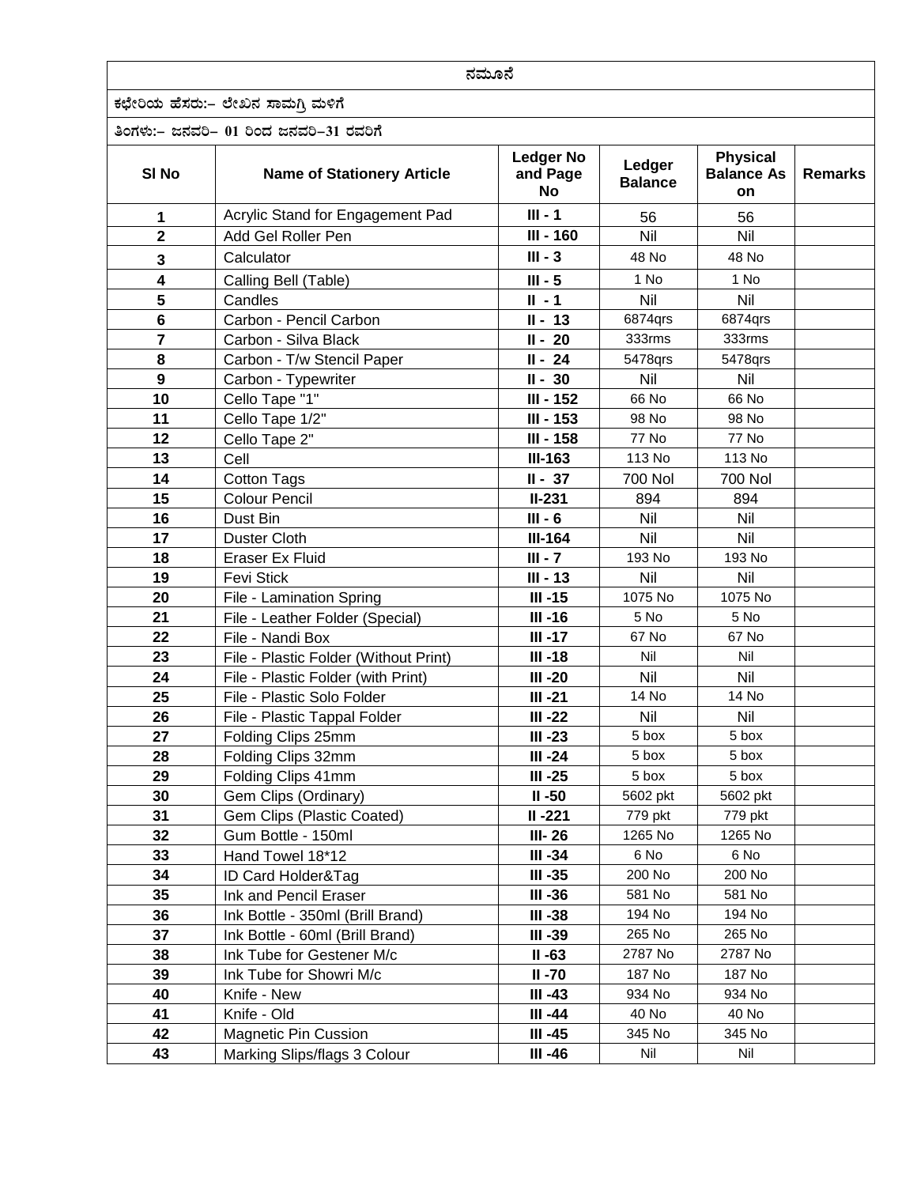| ನಮೂನೆ | | | | | |
|---|---|---|---|---|---|
| ಕಛೇರಿಯ ಹೆಸರು:– ಲೇಖನ ಸಾಮಗ್ರಿ ಮಳಿಗೆ | | | | | |
| ತಿಂಗಳು:– ಜನವರಿ– 01 ರಿಂದ ಜನವರಿ–31 ರವರಿಗೆ | | | | | |
| **Sl No** | **Name of Stationery Article** | **Ledger No and Page No** | **Ledger Balance** | **Physical Balance As on** | **Remarks** |
| 1 | Acrylic Stand for Engagement Pad | III - 1 | 56 | 56 | |
| 2 | Add Gel Roller Pen | III - 160 | Nil | Nil | |
| 3 | Calculator | III - 3 | 48 No | 48 No | |
| 4 | Calling Bell (Table) | III - 5 | 1 No | 1 No | |
| 5 | Candles | II - 1 | Nil | Nil | |
| 6 | Carbon - Pencil Carbon | II - 13 | 6874qrs | 6874qrs | |
| 7 | Carbon - Silva Black | II - 20 | 333rms | 333rms | |
| 8 | Carbon - T/w Stencil Paper | II - 24 | 5478qrs | 5478qrs | |
| 9 | Carbon - Typewriter | II - 30 | Nil | Nil | |
| 10 | Cello Tape "1" | III - 152 | 66 No | 66 No | |
| 11 | Cello Tape 1/2" | III - 153 | 98 No | 98 No | |
| 12 | Cello Tape 2" | III - 158 | 77 No | 77 No | |
| 13 | Cell | III-163 | 113 No | 113 No | |
| 14 | Cotton Tags | II - 37 | 700 Nol | 700 Nol | |
| 15 | Colour Pencil | II-231 | 894 | 894 | |
| 16 | Dust Bin | III - 6 | Nil | Nil | |
| 17 | Duster Cloth | III-164 | Nil | Nil | |
| 18 | Eraser Ex Fluid | III - 7 | 193 No | 193 No | |
| 19 | Fevi Stick | III - 13 | Nil | Nil | |
| 20 | File - Lamination Spring | III -15 | 1075 No | 1075 No | |
| 21 | File - Leather Folder (Special) | III -16 | 5 No | 5 No | |
| 22 | File - Nandi Box | III -17 | 67 No | 67 No | |
| 23 | File - Plastic Folder (Without Print) | III -18 | Nil | Nil | |
| 24 | File - Plastic Folder (with Print) | III -20 | Nil | Nil | |
| 25 | File - Plastic Solo Folder | III -21 | 14 No | 14 No | |
| 26 | File - Plastic Tappal Folder | III -22 | Nil | Nil | |
| 27 | Folding Clips 25mm | III -23 | 5 box | 5 box | |
| 28 | Folding Clips 32mm | III -24 | 5 box | 5 box | |
| 29 | Folding Clips 41mm | III -25 | 5 box | 5 box | |
| 30 | Gem Clips (Ordinary) | II -50 | 5602 pkt | 5602 pkt | |
| 31 | Gem Clips (Plastic Coated) | II -221 | 779 pkt | 779 pkt | |
| 32 | Gum Bottle - 150ml | III- 26 | 1265 No | 1265 No | |
| 33 | Hand Towel 18*12 | III -34 | 6 No | 6 No | |
| 34 | ID Card Holder&Tag | III -35 | 200 No | 200 No | |
| 35 | Ink and Pencil Eraser | III -36 | 581 No | 581 No | |
| 36 | Ink Bottle - 350ml (Brill Brand) | III -38 | 194 No | 194 No | |
| 37 | Ink Bottle - 60ml (Brill Brand) | III -39 | 265 No | 265 No | |
| 38 | Ink Tube for Gestener M/c | II -63 | 2787 No | 2787 No | |
| 39 | Ink Tube for Showri M/c | II -70 | 187 No | 187 No | |
| 40 | Knife - New | III -43 | 934 No | 934 No | |
| 41 | Knife - Old | III -44 | 40 No | 40 No | |
| 42 | Magnetic Pin Cussion | III -45 | 345 No | 345 No | |
| 43 | Marking Slips/flags 3 Colour | III -46 | Nil | Nil | |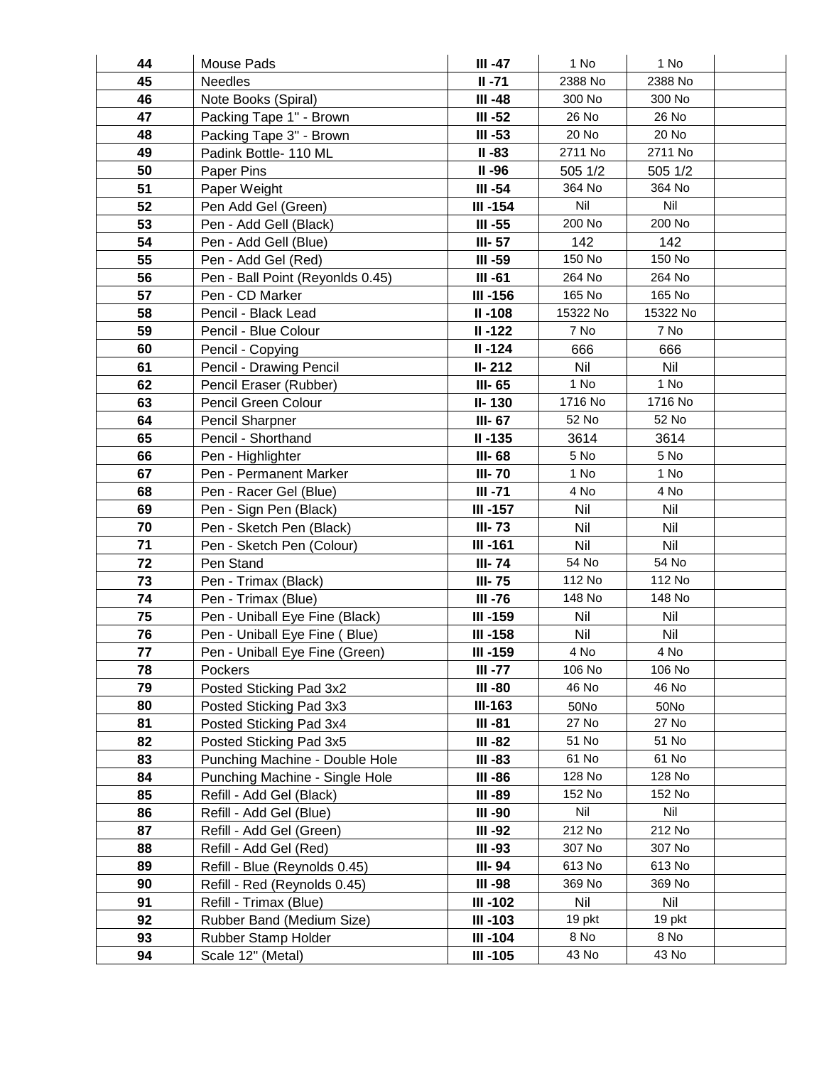| | | | | | |
|---|---|---|---|---|---|
| **44** | Mouse Pads | **III -47** | 1 No | 1 No | |
| **45** | Needles | **II -71** | 2388 No | 2388 No | |
| **46** | Note Books (Spiral) | **III -48** | 300 No | 300 No | |
| **47** | Packing Tape 1" - Brown | **III -52** | 26 No | 26 No | |
| **48** | Packing Tape 3" - Brown | **III -53** | 20 No | 20 No | |
| **49** | Padink Bottle- 110 ML | **II -83** | 2711 No | 2711 No | |
| **50** | Paper Pins | **II -96** | 505 1/2 | 505 1/2 | |
| **51** | Paper Weight | **III -54** | 364 No | 364 No | |
| **52** | Pen Add Gel (Green) | **III -154** | Nil | Nil | |
| **53** | Pen - Add Gell (Black) | **III -55** | 200 No | 200 No | |
| **54** | Pen - Add Gell (Blue) | **III- 57** | 142 | 142 | |
| **55** | Pen - Add Gel (Red) | **III -59** | 150 No | 150 No | |
| **56** | Pen - Ball Point (Reyonlds 0.45) | **III -61** | 264 No | 264 No | |
| **57** | Pen - CD Marker | **III -156** | 165 No | 165 No | |
| **58** | Pencil - Black Lead | **II -108** | 15322 No | 15322 No | |
| **59** | Pencil - Blue Colour | **II -122** | 7 No | 7 No | |
| **60** | Pencil - Copying | **II -124** | 666 | 666 | |
| **61** | Pencil - Drawing Pencil | **II- 212** | Nil | Nil | |
| **62** | Pencil Eraser (Rubber) | **III- 65** | 1 No | 1 No | |
| **63** | Pencil Green Colour | **II- 130** | 1716 No | 1716 No | |
| **64** | Pencil Sharpner | **III- 67** | 52 No | 52 No | |
| **65** | Pencil - Shorthand | **II -135** | 3614 | 3614 | |
| **66** | Pen - Highlighter | **III- 68** | 5 No | 5 No | |
| **67** | Pen - Permanent Marker | **III- 70** | 1 No | 1 No | |
| **68** | Pen - Racer Gel (Blue) | **III -71** | 4 No | 4 No | |
| **69** | Pen - Sign Pen (Black) | **III -157** | Nil | Nil | |
| **70** | Pen - Sketch Pen (Black) | **III- 73** | Nil | Nil | |
| **71** | Pen - Sketch Pen (Colour) | **III -161** | Nil | Nil | |
| **72** | Pen Stand | **III- 74** | 54 No | 54 No | |
| **73** | Pen - Trimax (Black) | **III- 75** | 112 No | 112 No | |
| **74** | Pen - Trimax (Blue) | **III -76** | 148 No | 148 No | |
| **75** | Pen - Uniball Eye Fine (Black) | **III -159** | Nil | Nil | |
| **76** | Pen - Uniball Eye Fine ( Blue) | **III -158** | Nil | Nil | |
| **77** | Pen - Uniball Eye Fine (Green) | **III -159** | 4 No | 4 No | |
| **78** | Pockers | **III -77** | 106 No | 106 No | |
| **79** | Posted Sticking Pad 3x2 | **III -80** | 46 No | 46 No | |
| **80** | Posted Sticking Pad 3x3 | **III-163** | 50No | 50No | |
| **81** | Posted Sticking Pad 3x4 | **III -81** | 27 No | 27 No | |
| **82** | Posted Sticking Pad 3x5 | **III -82** | 51 No | 51 No | |
| **83** | Punching Machine - Double Hole | **III -83** | 61 No | 61 No | |
| **84** | Punching Machine - Single Hole | **III -86** | 128 No | 128 No | |
| **85** | Refill - Add Gel (Black) | **III -89** | 152 No | 152 No | |
| **86** | Refill - Add Gel (Blue) | **III -90** | Nil | Nil | |
| **87** | Refill - Add Gel (Green) | **III -92** | 212 No | 212 No | |
| **88** | Refill - Add Gel (Red) | **III -93** | 307 No | 307 No | |
| **89** | Refill - Blue (Reynolds 0.45) | **III- 94** | 613 No | 613 No | |
| **90** | Refill - Red (Reynolds 0.45) | **III -98** | 369 No | 369 No | |
| **91** | Refill - Trimax (Blue) | **III -102** | Nil | Nil | |
| **92** | Rubber Band (Medium Size) | **III -103** | 19 pkt | 19 pkt | |
| **93** | Rubber Stamp Holder | **III -104** | 8 No | 8 No | |
| **94** | Scale 12" (Metal) | **III -105** | 43 No | 43 No | |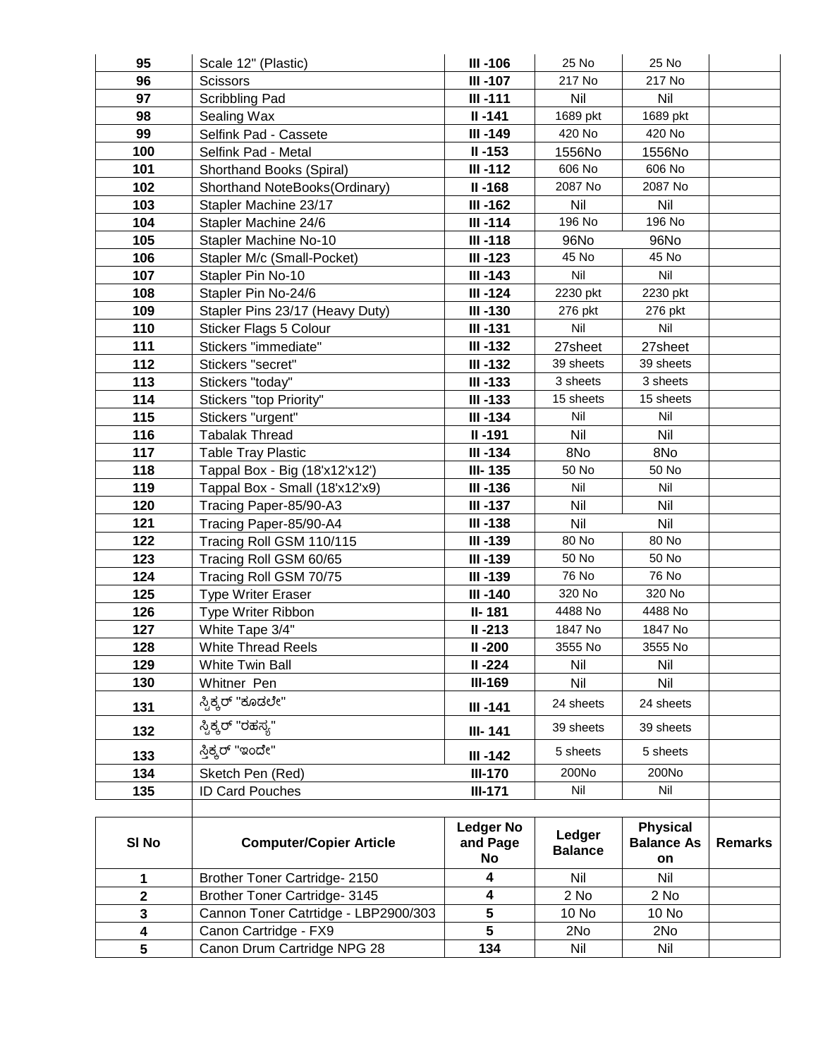| 95 | Scale 12" (Plastic) | III -106 | 25 No | 25 No | |
|---|---|---|---|---|---|
| 96 | Scissors | III -107 | 217 No | 217 No | |
| 97 | Scribbling Pad | III -111 | Nil | Nil | |
| 98 | Sealing Wax | II -141 | 1689 pkt | 1689 pkt | |
| 99 | Selfink Pad - Cassete | III -149 | 420 No | 420 No | |
| 100 | Selfink Pad - Metal | II -153 | 1556No | 1556No | |
| 101 | Shorthand Books (Spiral) | III -112 | 606 No | 606 No | |
| 102 | Shorthand NoteBooks(Ordinary) | II -168 | 2087 No | 2087 No | |
| 103 | Stapler Machine 23/17 | III -162 | Nil | Nil | |
| 104 | Stapler Machine 24/6 | III -114 | 196 No | 196 No | |
| 105 | Stapler Machine No-10 | III -118 | 96No | 96No | |
| 106 | Stapler M/c (Small-Pocket) | III -123 | 45 No | 45 No | |
| 107 | Stapler Pin No-10 | III -143 | Nil | Nil | |
| 108 | Stapler Pin No-24/6 | III -124 | 2230 pkt | 2230 pkt | |
| 109 | Stapler Pins 23/17 (Heavy Duty) | III -130 | 276 pkt | 276 pkt | |
| 110 | Sticker Flags 5 Colour | III -131 | Nil | Nil | |
| 111 | Stickers "immediate" | III -132 | 27sheet | 27sheet | |
| 112 | Stickers "secret" | III -132 | 39 sheets | 39 sheets | |
| 113 | Stickers "today" | III -133 | 3 sheets | 3 sheets | |
| 114 | Stickers "top Priority" | III -133 | 15 sheets | 15 sheets | |
| 115 | Stickers "urgent" | III -134 | Nil | Nil | |
| 116 | Tabalak Thread | II -191 | Nil | Nil | |
| 117 | Table Tray Plastic | III -134 | 8No | 8No | |
| 118 | Tappal Box - Big (18'x12'x12') | III- 135 | 50 No | 50 No | |
| 119 | Tappal Box - Small (18'x12'x9) | III -136 | Nil | Nil | |
| 120 | Tracing Paper-85/90-A3 | III -137 | Nil | Nil | |
| 121 | Tracing Paper-85/90-A4 | III -138 | Nil | Nil | |
| 122 | Tracing Roll GSM 110/115 | III -139 | 80 No | 80 No | |
| 123 | Tracing Roll GSM 60/65 | III -139 | 50 No | 50 No | |
| 124 | Tracing Roll GSM 70/75 | III -139 | 76 No | 76 No | |
| 125 | Type Writer Eraser | III -140 | 320 No | 320 No | |
| 126 | Type Writer Ribbon | II- 181 | 4488 No | 4488 No | |
| 127 | White Tape 3/4" | II -213 | 1847 No | 1847 No | |
| 128 | White Thread Reels | II -200 | 3555 No | 3555 No | |
| 129 | White Twin Ball | II -224 | Nil | Nil | |
| 130 | Whitner Pen | III-169 | Nil | Nil | |
| 131 | ಸ್ಟಿಕ್ಕರ್ "ಕೂಡಲೇ" | III -141 | 24 sheets | 24 sheets | |
| 132 | ಸ್ಟಿಕ್ಕರ್ "ರಹಸ್ಯ" | III- 141 | 39 sheets | 39 sheets | |
| 133 | ಸ್ಟಿಕ್ಕರ್ "ಇಂದೇ" | III -142 | 5 sheets | 5 sheets | |
| 134 | Sketch Pen (Red) | III-170 | 200No | 200No | |
| 135 | ID Card Pouches | III-171 | Nil | Nil | |

| Sl No | Computer/Copier Article | Ledger No and Page No | Ledger Balance | Physical Balance As on | Remarks |
|---|---|---|---|---|---|
| 1 | Brother Toner Cartridge- 2150 | 4 | Nil | Nil | |
| 2 | Brother Toner Cartridge- 3145 | 4 | 2 No | 2 No | |
| 3 | Cannon Toner Catrtidge - LBP2900/303 | 5 | 10 No | 10 No | |
| 4 | Canon Cartridge - FX9 | 5 | 2No | 2No | |
| 5 | Canon Drum Cartridge NPG 28 | 134 | Nil | Nil | |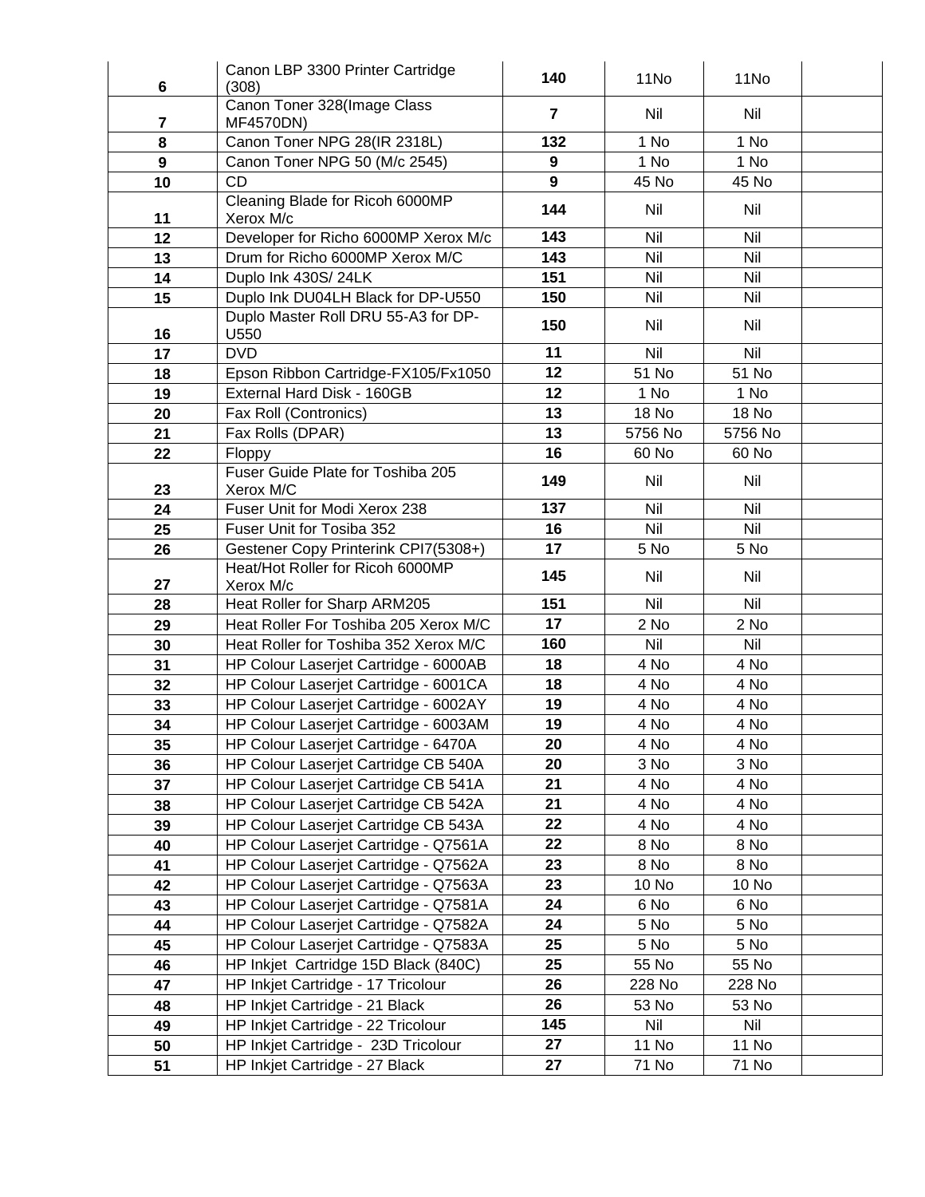| | | | | | |
|---|---|---|---|---|---|
| **6** | Canon LBP 3300 Printer Cartridge (308) | **140** | 11No | 11No | |
| **7** | Canon Toner 328(Image Class MF4570DN) | **7** | Nil | Nil | |
| **8** | Canon Toner NPG 28(IR 2318L) | **132** | 1 No | 1 No | |
| **9** | Canon Toner NPG 50 (M/c 2545) | **9** | 1 No | 1 No | |
| **10** | CD | **9** | 45 No | 45 No | |
| **11** | Cleaning Blade for Ricoh 6000MP Xerox M/c | **144** | Nil | Nil | |
| **12** | Developer for Richo 6000MP Xerox M/c | **143** | Nil | Nil | |
| **13** | Drum for Richo 6000MP Xerox M/C | **143** | Nil | Nil | |
| **14** | Duplo Ink 430S/ 24LK | **151** | Nil | Nil | |
| **15** | Duplo Ink DU04LH Black for DP-U550 | **150** | Nil | Nil | |
| **16** | Duplo Master Roll DRU 55-A3 for DP-U550 | **150** | Nil | Nil | |
| **17** | DVD | **11** | Nil | Nil | |
| **18** | Epson Ribbon Cartridge-FX105/Fx1050 | **12** | 51 No | 51 No | |
| **19** | External Hard Disk - 160GB | **12** | 1 No | 1 No | |
| **20** | Fax Roll (Contronics) | **13** | 18 No | 18 No | |
| **21** | Fax Rolls (DPAR) | **13** | 5756 No | 5756 No | |
| **22** | Floppy | **16** | 60 No | 60 No | |
| **23** | Fuser Guide Plate for Toshiba 205 Xerox M/C | **149** | Nil | Nil | |
| **24** | Fuser Unit for Modi Xerox 238 | **137** | Nil | Nil | |
| **25** | Fuser Unit for Tosiba 352 | **16** | Nil | Nil | |
| **26** | Gestener Copy Printerink CPI7(5308+) | **17** | 5 No | 5 No | |
| **27** | Heat/Hot Roller for Ricoh 6000MP Xerox M/c | **145** | Nil | Nil | |
| **28** | Heat Roller for Sharp ARM205 | **151** | Nil | Nil | |
| **29** | Heat Roller For Toshiba 205 Xerox M/C | **17** | 2 No | 2 No | |
| **30** | Heat Roller for Toshiba 352 Xerox M/C | **160** | Nil | Nil | |
| **31** | HP Colour Laserjet Cartridge - 6000AB | **18** | 4 No | 4 No | |
| **32** | HP Colour Laserjet Cartridge - 6001CA | **18** | 4 No | 4 No | |
| **33** | HP Colour Laserjet Cartridge - 6002AY | **19** | 4 No | 4 No | |
| **34** | HP Colour Laserjet Cartridge - 6003AM | **19** | 4 No | 4 No | |
| **35** | HP Colour Laserjet Cartridge - 6470A | **20** | 4 No | 4 No | |
| **36** | HP Colour Laserjet Cartridge CB 540A | **20** | 3 No | 3 No | |
| **37** | HP Colour Laserjet Cartridge CB 541A | **21** | 4 No | 4 No | |
| **38** | HP Colour Laserjet Cartridge CB 542A | **21** | 4 No | 4 No | |
| **39** | HP Colour Laserjet Cartridge CB 543A | **22** | 4 No | 4 No | |
| **40** | HP Colour Laserjet Cartridge - Q7561A | **22** | 8 No | 8 No | |
| **41** | HP Colour Laserjet Cartridge - Q7562A | **23** | 8 No | 8 No | |
| **42** | HP Colour Laserjet Cartridge - Q7563A | **23** | 10 No | 10 No | |
| **43** | HP Colour Laserjet Cartridge - Q7581A | **24** | 6 No | 6 No | |
| **44** | HP Colour Laserjet Cartridge - Q7582A | **24** | 5 No | 5 No | |
| **45** | HP Colour Laserjet Cartridge - Q7583A | **25** | 5 No | 5 No | |
| **46** | HP Inkjet Cartridge 15D Black (840C) | **25** | 55 No | 55 No | |
| **47** | HP Inkjet Cartridge - 17 Tricolour | **26** | 228 No | 228 No | |
| **48** | HP Inkjet Cartridge - 21 Black | **26** | 53 No | 53 No | |
| **49** | HP Inkjet Cartridge - 22 Tricolour | **145** | Nil | Nil | |
| **50** | HP Inkjet Cartridge - 23D Tricolour | **27** | 11 No | 11 No | |
| **51** | HP Inkjet Cartridge - 27 Black | **27** | 71 No | 71 No | |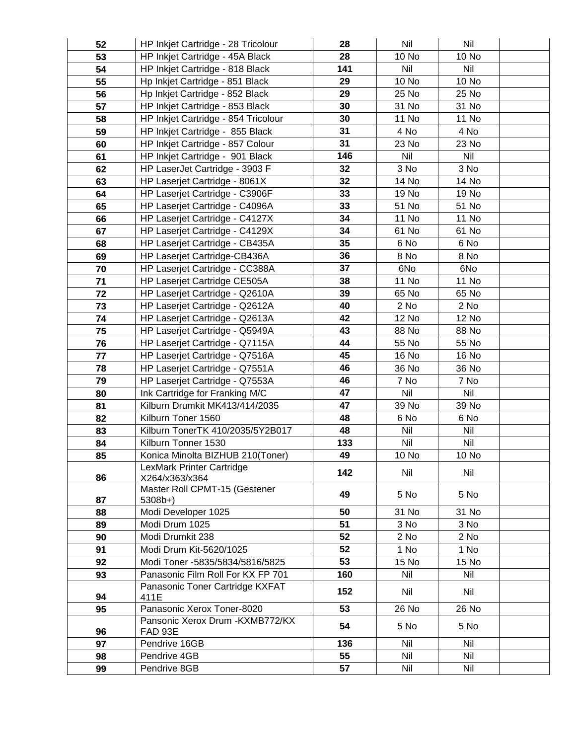| | | | | | |
|---|---|---|---|---|---|
| 52 | HP Inkjet Cartridge - 28 Tricolour | 28 | Nil | Nil | |
| 53 | HP Inkjet Cartridge - 45A Black | 28 | 10 No | 10 No | |
| 54 | HP Inkjet Cartridge - 818 Black | 141 | Nil | Nil | |
| 55 | Hp Inkjet Cartridge - 851 Black | 29 | 10 No | 10 No | |
| 56 | Hp Inkjet Cartridge - 852 Black | 29 | 25 No | 25 No | |
| 57 | HP Inkjet Cartridge - 853 Black | 30 | 31 No | 31 No | |
| 58 | HP Inkjet Cartridge - 854 Tricolour | 30 | 11 No | 11 No | |
| 59 | HP Inkjet Cartridge - 855 Black | 31 | 4 No | 4 No | |
| 60 | HP Inkjet Cartridge - 857 Colour | 31 | 23 No | 23 No | |
| 61 | HP Inkjet Cartridge - 901 Black | 146 | Nil | Nil | |
| 62 | HP LaserJet Cartridge - 3903 F | 32 | 3 No | 3 No | |
| 63 | HP Laserjet Cartridge - 8061X | 32 | 14 No | 14 No | |
| 64 | HP Laserjet Cartridge - C3906F | 33 | 19 No | 19 No | |
| 65 | HP Laserjet Cartridge - C4096A | 33 | 51 No | 51 No | |
| 66 | HP Laserjet Cartridge - C4127X | 34 | 11 No | 11 No | |
| 67 | HP Laserjet Cartridge - C4129X | 34 | 61 No | 61 No | |
| 68 | HP Laserjet Cartridge - CB435A | 35 | 6 No | 6 No | |
| 69 | HP Laserjet Cartridge-CB436A | 36 | 8 No | 8 No | |
| 70 | HP Laserjet Cartridge - CC388A | 37 | 6No | 6No | |
| 71 | HP Laserjet Cartridge CE505A | 38 | 11 No | 11 No | |
| 72 | HP Laserjet Cartridge - Q2610A | 39 | 65 No | 65 No | |
| 73 | HP Laserjet Cartridge - Q2612A | 40 | 2 No | 2 No | |
| 74 | HP Laserjet Cartridge - Q2613A | 42 | 12 No | 12 No | |
| 75 | HP Laserjet Cartridge - Q5949A | 43 | 88 No | 88 No | |
| 76 | HP Laserjet Cartridge - Q7115A | 44 | 55 No | 55 No | |
| 77 | HP Laserjet Cartridge - Q7516A | 45 | 16 No | 16 No | |
| 78 | HP Laserjet Cartridge - Q7551A | 46 | 36 No | 36 No | |
| 79 | HP Laserjet Cartridge - Q7553A | 46 | 7 No | 7 No | |
| 80 | Ink Cartridge for Franking M/C | 47 | Nil | Nil | |
| 81 | Kilburn Drumkit MK413/414/2035 | 47 | 39 No | 39 No | |
| 82 | Kilburn Toner 1560 | 48 | 6 No | 6 No | |
| 83 | Kilburn TonerTK 410/2035/5Y2B017 | 48 | Nil | Nil | |
| 84 | Kilburn Tonner 1530 | 133 | Nil | Nil | |
| 85 | Konica Minolta BIZHUB 210(Toner) | 49 | 10 No | 10 No | |
| 86 | LexMark Printer Cartridge X264/x363/x364 | 142 | Nil | Nil | |
| 87 | Master Roll CPMT-15 (Gestener 5308b+) | 49 | 5 No | 5 No | |
| 88 | Modi Developer 1025 | 50 | 31 No | 31 No | |
| 89 | Modi Drum 1025 | 51 | 3 No | 3 No | |
| 90 | Modi Drumkit 238 | 52 | 2 No | 2 No | |
| 91 | Modi Drum Kit-5620/1025 | 52 | 1 No | 1 No | |
| 92 | Modi Toner -5835/5834/5816/5825 | 53 | 15 No | 15 No | |
| 93 | Panasonic Film Roll For KX FP 701 | 160 | Nil | Nil | |
| 94 | Panasonic Toner Cartridge KXFAT 411E | 152 | Nil | Nil | |
| 95 | Panasonic Xerox Toner-8020 | 53 | 26 No | 26 No | |
| 96 | Pansonic Xerox Drum -KXMB772/KX FAD 93E | 54 | 5 No | 5 No | |
| 97 | Pendrive 16GB | 136 | Nil | Nil | |
| 98 | Pendrive 4GB | 55 | Nil | Nil | |
| 99 | Pendrive 8GB | 57 | Nil | Nil | |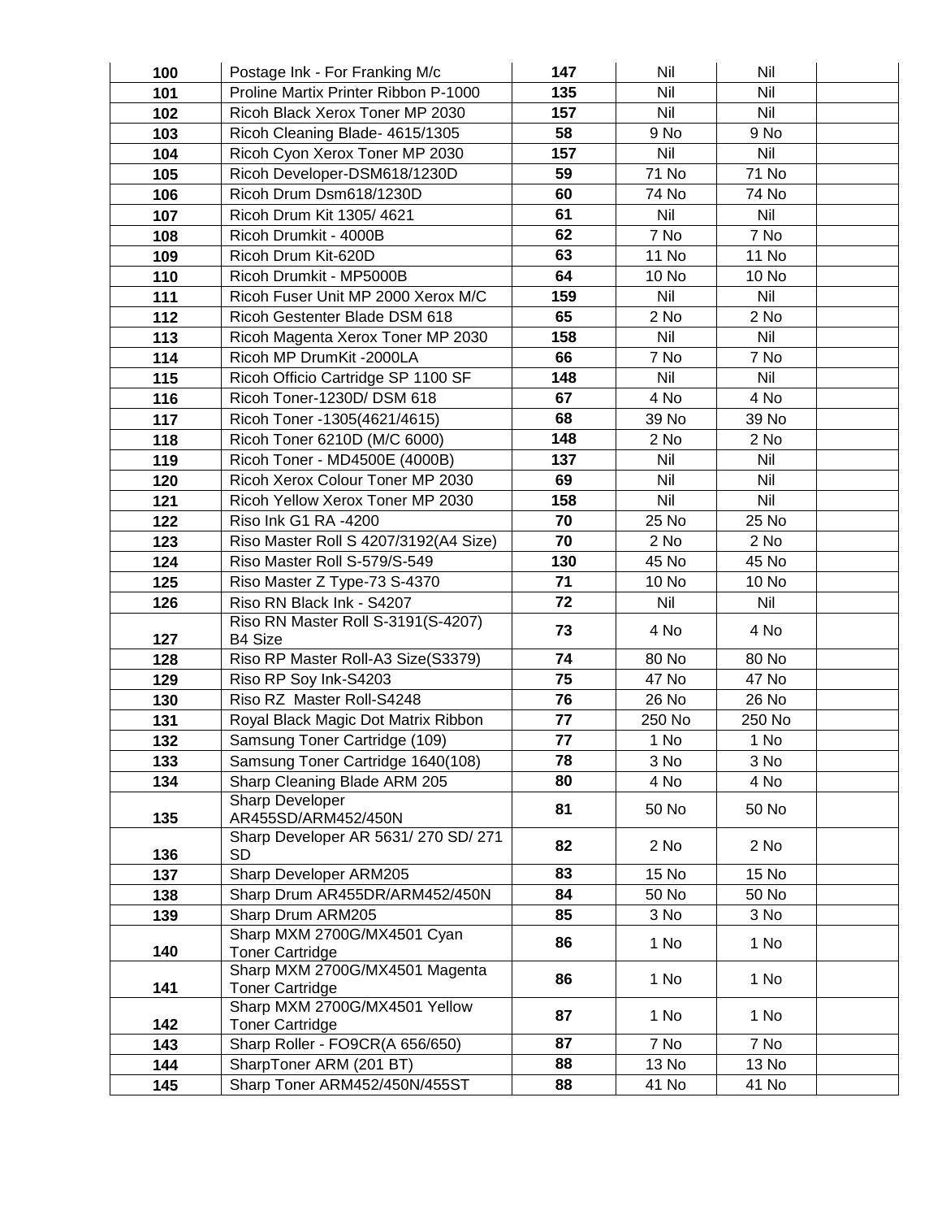| | | | | | |
|---|---|---|---|---|---|
| 100 | Postage Ink - For Franking M/c | 147 | Nil | Nil | |
| 101 | Proline Martix Printer Ribbon P-1000 | 135 | Nil | Nil | |
| 102 | Ricoh Black Xerox Toner MP 2030 | 157 | Nil | Nil | |
| 103 | Ricoh Cleaning Blade- 4615/1305 | 58 | 9 No | 9 No | |
| 104 | Ricoh Cyon Xerox Toner MP 2030 | 157 | Nil | Nil | |
| 105 | Ricoh Developer-DSM618/1230D | 59 | 71 No | 71 No | |
| 106 | Ricoh Drum Dsm618/1230D | 60 | 74 No | 74 No | |
| 107 | Ricoh Drum Kit 1305/ 4621 | 61 | Nil | Nil | |
| 108 | Ricoh Drumkit - 4000B | 62 | 7 No | 7 No | |
| 109 | Ricoh Drum Kit-620D | 63 | 11 No | 11 No | |
| 110 | Ricoh Drumkit - MP5000B | 64 | 10 No | 10 No | |
| 111 | Ricoh Fuser Unit MP 2000 Xerox M/C | 159 | Nil | Nil | |
| 112 | Ricoh Gestenter Blade DSM 618 | 65 | 2 No | 2 No | |
| 113 | Ricoh Magenta Xerox Toner MP 2030 | 158 | Nil | Nil | |
| 114 | Ricoh MP DrumKit -2000LA | 66 | 7 No | 7 No | |
| 115 | Ricoh Officio Cartridge SP 1100 SF | 148 | Nil | Nil | |
| 116 | Ricoh Toner-1230D/ DSM 618 | 67 | 4 No | 4 No | |
| 117 | Ricoh Toner -1305(4621/4615) | 68 | 39 No | 39 No | |
| 118 | Ricoh Toner 6210D (M/C 6000) | 148 | 2 No | 2 No | |
| 119 | Ricoh Toner - MD4500E (4000B) | 137 | Nil | Nil | |
| 120 | Ricoh Xerox Colour Toner MP 2030 | 69 | Nil | Nil | |
| 121 | Ricoh Yellow Xerox Toner MP 2030 | 158 | Nil | Nil | |
| 122 | Riso Ink G1 RA -4200 | 70 | 25 No | 25 No | |
| 123 | Riso Master Roll S 4207/3192(A4 Size) | 70 | 2 No | 2 No | |
| 124 | Riso Master Roll S-579/S-549 | 130 | 45 No | 45 No | |
| 125 | Riso Master Z Type-73 S-4370 | 71 | 10 No | 10 No | |
| 126 | Riso RN Black Ink - S4207 | 72 | Nil | Nil | |
| 127 | Riso RN Master Roll S-3191(S-4207) B4 Size | 73 | 4 No | 4 No | |
| 128 | Riso RP Master Roll-A3 Size(S3379) | 74 | 80 No | 80 No | |
| 129 | Riso RP Soy Ink-S4203 | 75 | 47 No | 47 No | |
| 130 | Riso RZ Master Roll-S4248 | 76 | 26 No | 26 No | |
| 131 | Royal Black Magic Dot Matrix Ribbon | 77 | 250 No | 250 No | |
| 132 | Samsung Toner Cartridge (109) | 77 | 1 No | 1 No | |
| 133 | Samsung Toner Cartridge 1640(108) | 78 | 3 No | 3 No | |
| 134 | Sharp Cleaning Blade ARM 205 | 80 | 4 No | 4 No | |
| 135 | Sharp Developer AR455SD/ARM452/450N | 81 | 50 No | 50 No | |
| 136 | Sharp Developer AR 5631/ 270 SD/ 271 SD | 82 | 2 No | 2 No | |
| 137 | Sharp Developer ARM205 | 83 | 15 No | 15 No | |
| 138 | Sharp Drum AR455DR/ARM452/450N | 84 | 50 No | 50 No | |
| 139 | Sharp Drum ARM205 | 85 | 3 No | 3 No | |
| 140 | Sharp MXM 2700G/MX4501 Cyan Toner Cartridge | 86 | 1 No | 1 No | |
| 141 | Sharp MXM 2700G/MX4501 Magenta Toner Cartridge | 86 | 1 No | 1 No | |
| 142 | Sharp MXM 2700G/MX4501 Yellow Toner Cartridge | 87 | 1 No | 1 No | |
| 143 | Sharp Roller - FO9CR(A 656/650) | 87 | 7 No | 7 No | |
| 144 | SharpToner ARM (201 BT) | 88 | 13 No | 13 No | |
| 145 | Sharp Toner ARM452/450N/455ST | 88 | 41 No | 41 No | |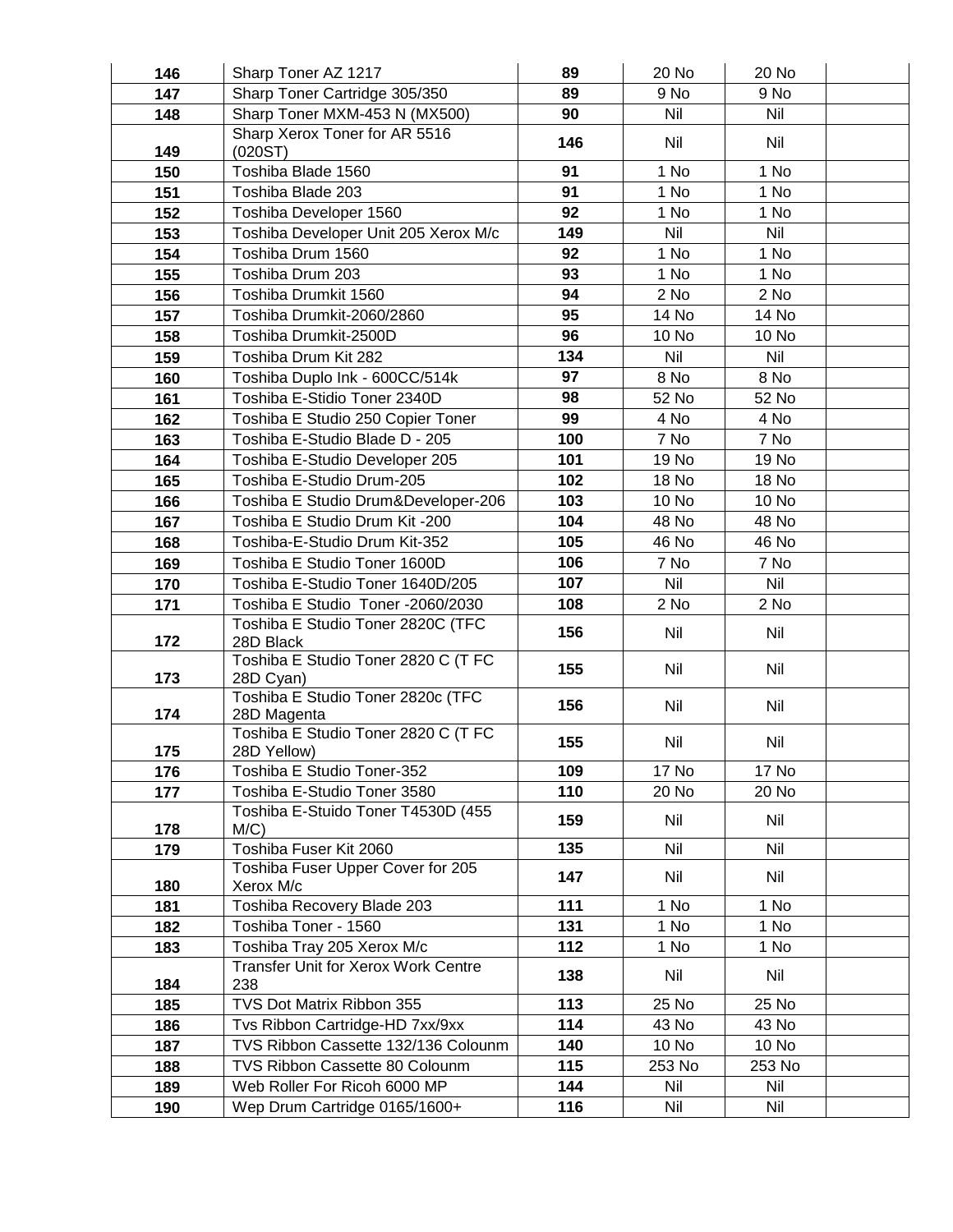| | | | | | |
|---|---|---|---|---|---|
| 146 | Sharp Toner AZ 1217 | 89 | 20 No | 20 No | |
| 147 | Sharp Toner Cartridge 305/350 | 89 | 9 No | 9 No | |
| 148 | Sharp Toner MXM-453 N (MX500) | 90 | Nil | Nil | |
| 149 | Sharp Xerox Toner for AR 5516 (020ST) | 146 | Nil | Nil | |
| 150 | Toshiba Blade 1560 | 91 | 1 No | 1 No | |
| 151 | Toshiba Blade 203 | 91 | 1 No | 1 No | |
| 152 | Toshiba Developer 1560 | 92 | 1 No | 1 No | |
| 153 | Toshiba Developer Unit 205 Xerox M/c | 149 | Nil | Nil | |
| 154 | Toshiba Drum 1560 | 92 | 1 No | 1 No | |
| 155 | Toshiba Drum 203 | 93 | 1 No | 1 No | |
| 156 | Toshiba Drumkit 1560 | 94 | 2 No | 2 No | |
| 157 | Toshiba Drumkit-2060/2860 | 95 | 14 No | 14 No | |
| 158 | Toshiba Drumkit-2500D | 96 | 10 No | 10 No | |
| 159 | Toshiba Drum Kit 282 | 134 | Nil | Nil | |
| 160 | Toshiba Duplo Ink - 600CC/514k | 97 | 8 No | 8 No | |
| 161 | Toshiba E-Stidio Toner 2340D | 98 | 52 No | 52 No | |
| 162 | Toshiba E Studio 250 Copier Toner | 99 | 4 No | 4 No | |
| 163 | Toshiba E-Studio Blade D - 205 | 100 | 7 No | 7 No | |
| 164 | Toshiba E-Studio Developer 205 | 101 | 19 No | 19 No | |
| 165 | Toshiba E-Studio Drum-205 | 102 | 18 No | 18 No | |
| 166 | Toshiba E Studio Drum&Developer-206 | 103 | 10 No | 10 No | |
| 167 | Toshiba E Studio Drum Kit -200 | 104 | 48 No | 48 No | |
| 168 | Toshiba-E-Studio Drum Kit-352 | 105 | 46 No | 46 No | |
| 169 | Toshiba E Studio Toner 1600D | 106 | 7 No | 7 No | |
| 170 | Toshiba E-Studio Toner 1640D/205 | 107 | Nil | Nil | |
| 171 | Toshiba E Studio Toner -2060/2030 | 108 | 2 No | 2 No | |
| 172 | Toshiba E Studio Toner 2820C (TFC 28D Black | 156 | Nil | Nil | |
| 173 | Toshiba E Studio Toner 2820 C (T FC 28D Cyan) | 155 | Nil | Nil | |
| 174 | Toshiba E Studio Toner 2820c (TFC 28D Magenta | 156 | Nil | Nil | |
| 175 | Toshiba E Studio Toner 2820 C (T FC 28D Yellow) | 155 | Nil | Nil | |
| 176 | Toshiba E Studio Toner-352 | 109 | 17 No | 17 No | |
| 177 | Toshiba E-Studio Toner 3580 | 110 | 20 No | 20 No | |
| 178 | Toshiba E-Stuido Toner T4530D (455 M/C) | 159 | Nil | Nil | |
| 179 | Toshiba Fuser Kit 2060 | 135 | Nil | Nil | |
| 180 | Toshiba Fuser Upper Cover for 205 Xerox M/c | 147 | Nil | Nil | |
| 181 | Toshiba Recovery Blade 203 | 111 | 1 No | 1 No | |
| 182 | Toshiba Toner - 1560 | 131 | 1 No | 1 No | |
| 183 | Toshiba Tray 205 Xerox M/c | 112 | 1 No | 1 No | |
| 184 | Transfer Unit for Xerox Work Centre 238 | 138 | Nil | Nil | |
| 185 | TVS Dot Matrix Ribbon 355 | 113 | 25 No | 25 No | |
| 186 | Tvs Ribbon Cartridge-HD 7xx/9xx | 114 | 43 No | 43 No | |
| 187 | TVS Ribbon Cassette 132/136 Colounm | 140 | 10 No | 10 No | |
| 188 | TVS Ribbon Cassette 80 Colounm | 115 | 253 No | 253 No | |
| 189 | Web Roller For Ricoh 6000 MP | 144 | Nil | Nil | |
| 190 | Wep Drum Cartridge 0165/1600+ | 116 | Nil | Nil | |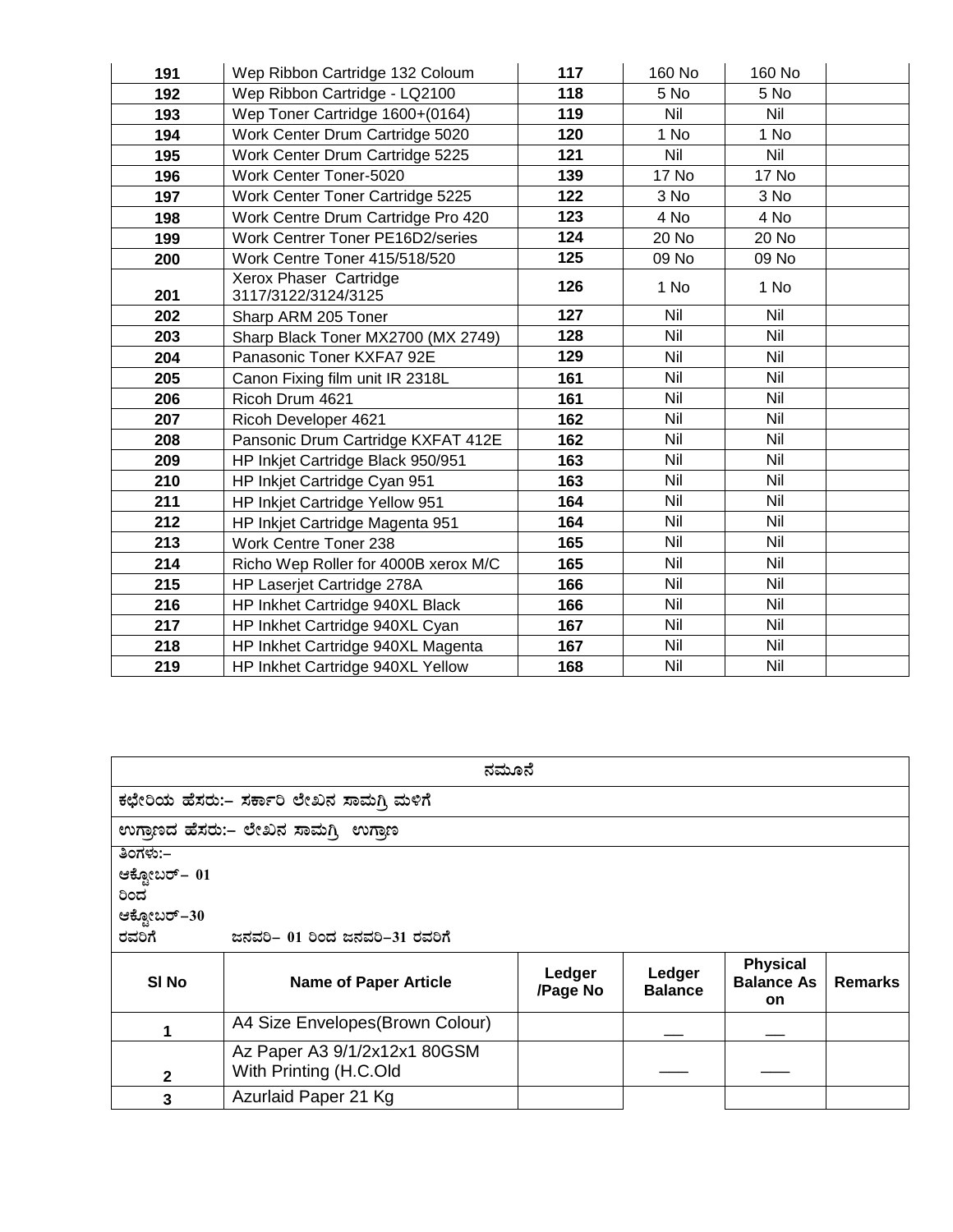| 191 | Wep Ribbon Cartridge 132 Coloum | 117 | 160 No | 160 No | |
|---|---|---|---|---|---|
| 192 | Wep Ribbon Cartridge - LQ2100 | 118 | 5 No | 5 No | |
| 193 | Wep Toner Cartridge 1600+(0164) | 119 | Nil | Nil | |
| 194 | Work Center Drum Cartridge 5020 | 120 | 1 No | 1 No | |
| 195 | Work Center Drum Cartridge 5225 | 121 | Nil | Nil | |
| 196 | Work Center Toner-5020 | 139 | 17 No | 17 No | |
| 197 | Work Center Toner Cartridge 5225 | 122 | 3 No | 3 No | |
| 198 | Work Centre Drum Cartridge Pro 420 | 123 | 4 No | 4 No | |
| 199 | Work Centrer Toner PE16D2/series | 124 | 20 No | 20 No | |
| 200 | Work Centre Toner 415/518/520 | 125 | 09 No | 09 No | |
| 201 | Xerox Phaser Cartridge 3117/3122/3124/3125 | 126 | 1 No | 1 No | |
| 202 | Sharp ARM 205 Toner | 127 | Nil | Nil | |
| 203 | Sharp Black Toner MX2700 (MX 2749) | 128 | Nil | Nil | |
| 204 | Panasonic Toner KXFA7 92E | 129 | Nil | Nil | |
| 205 | Canon Fixing film unit IR 2318L | 161 | Nil | Nil | |
| 206 | Ricoh Drum 4621 | 161 | Nil | Nil | |
| 207 | Ricoh Developer 4621 | 162 | Nil | Nil | |
| 208 | Pansonic Drum Cartridge KXFAT 412E | 162 | Nil | Nil | |
| 209 | HP Inkjet Cartridge Black 950/951 | 163 | Nil | Nil | |
| 210 | HP Inkjet Cartridge Cyan 951 | 163 | Nil | Nil | |
| 211 | HP Inkjet Cartridge Yellow 951 | 164 | Nil | Nil | |
| 212 | HP Inkjet Cartridge Magenta 951 | 164 | Nil | Nil | |
| 213 | Work Centre Toner 238 | 165 | Nil | Nil | |
| 214 | Richo Wep Roller for 4000B xerox M/C | 165 | Nil | Nil | |
| 215 | HP Laserjet Cartridge 278A | 166 | Nil | Nil | |
| 216 | HP Inkhet Cartridge 940XL Black | 166 | Nil | Nil | |
| 217 | HP Inkhet Cartridge 940XL Cyan | 167 | Nil | Nil | |
| 218 | HP Inkhet Cartridge 940XL Magenta | 167 | Nil | Nil | |
| 219 | HP Inkhet Cartridge 940XL Yellow | 168 | Nil | Nil | |

| ನಮೂನೆ | | | | | |
|---|---|---|---|---|---|
| ಕಛೇರಿಯ ಹೆಸರು:– ಸರ್ಕಾರಿ ಲೇಖನ ಸಾಮಗ್ರಿ ಮಳಿಗೆ | | | | | |
| ಉಗ್ರಾಣದ ಹೆಸರು:– ಲೇಖನ ಸಾಮಗ್ರಿ ಉಗ್ರಾಣ | | | | | |
| ತಿಂಗಳು:– ಆಕ್ಟೋಬರ್– 01 ರಿಂದ ಆಕ್ಟೋಬರ್–30 ರವರಿಗೆ ಜನವರಿ– 01 ರಿಂದ ಜನವರಿ–31 ರವರಿಗೆ | | | | | |
| **Sl No** | **Name of Paper Article** | **Ledger /Page No** | **Ledger Balance** | **Physical Balance As on** | **Remarks** |
| 1 | A4 Size Envelopes(Brown Colour) | | __ | __ | |
| 2 | Az Paper A3 9/1/2x12x1 80GSM With Printing (H.C.Old | | ___ | ___ | |
| 3 | Azurlaid Paper 21 Kg | | | | |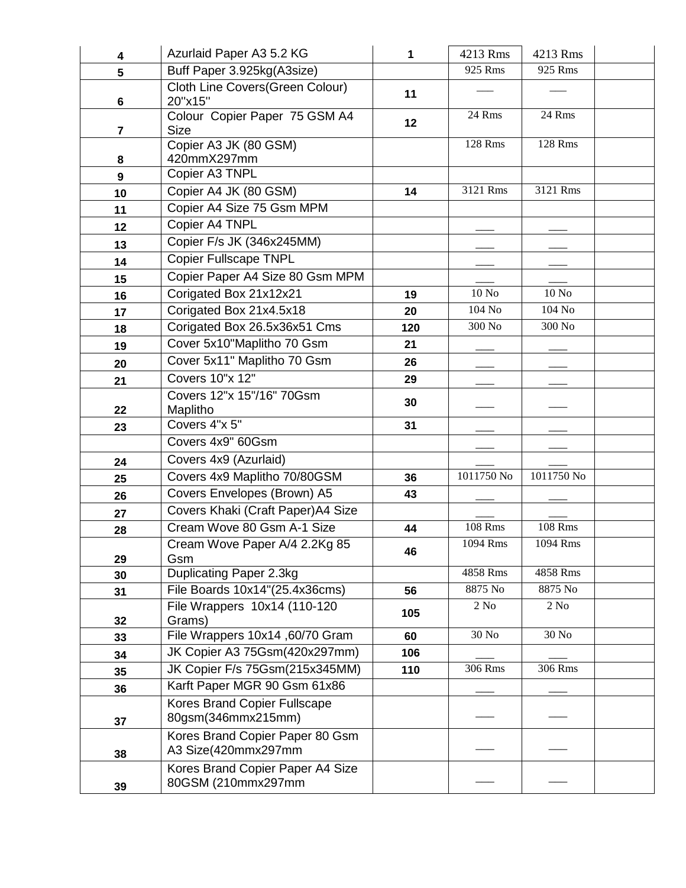| | | | | | |
|---|---|---|---|---|---|
| 4 | Azurlaid Paper A3 5.2 KG | 1 | 4213 Rms | 4213 Rms | |
| 5 | Buff Paper 3.925kg(A3size) | | 925 Rms | 925 Rms | |
| 6 | Cloth Line Covers(Green Colour) 20"x15" | 11 | ___ | ___ | |
| 7 | Colour Copier Paper 75 GSM A4 Size | 12 | 24 Rms | 24 Rms | |
| 8 | Copier A3 JK (80 GSM) 420mmX297mm | | 128 Rms | 128 Rms | |
| 9 | Copier A3 TNPL | | | | |
| 10 | Copier A4 JK (80 GSM) | 14 | 3121 Rms | 3121 Rms | |
| 11 | Copier A4 Size 75 Gsm MPM | | | | |
| 12 | Copier A4 TNPL | | ___ | ___ | |
| 13 | Copier F/s JK (346x245MM) | | ___ | ___ | |
| 14 | Copier Fullscape TNPL | | ___ | ___ | |
| 15 | Copier Paper A4 Size 80 Gsm MPM | | ___ | ___ | |
| 16 | Corigated Box 21x12x21 | 19 | 10 No | 10 No | |
| 17 | Corigated Box 21x4.5x18 | 20 | 104 No | 104 No | |
| 18 | Corigated Box 26.5x36x51 Cms | 120 | 300 No | 300 No | |
| 19 | Cover 5x10"Maplitho 70 Gsm | 21 | ___ | ___ | |
| 20 | Cover 5x11" Maplitho 70 Gsm | 26 | ___ | ___ | |
| 21 | Covers 10"x 12" | 29 | ___ | ___ | |
| 22 | Covers 12"x 15"/16" 70Gsm Maplitho | 30 | ___ | ___ | |
| 23 | Covers 4"x 5" | 31 | ___ | ___ | |
| | Covers 4x9" 60Gsm | | ___ | ___ | |
| 24 | Covers 4x9 (Azurlaid) | | ___ | ___ | |
| 25 | Covers 4x9 Maplitho 70/80GSM | 36 | 1011750 No | 1011750 No | |
| 26 | Covers Envelopes (Brown) A5 | 43 | ___ | ___ | |
| 27 | Covers Khaki (Craft Paper)A4 Size | | ___ | ___ | |
| 28 | Cream Wove 80 Gsm A-1 Size | 44 | 108 Rms | 108 Rms | |
| 29 | Cream Wove Paper A/4 2.2Kg 85 Gsm | 46 | 1094 Rms | 1094 Rms | |
| 30 | Duplicating Paper 2.3kg | | 4858 Rms | 4858 Rms | |
| 31 | File Boards 10x14"(25.4x36cms) | 56 | 8875 No | 8875 No | |
| 32 | File Wrappers 10x14 (110-120 Grams) | 105 | 2 No | 2 No | |
| 33 | File Wrappers 10x14 ,60/70 Gram | 60 | 30 No | 30 No | |
| 34 | JK Copier A3 75Gsm(420x297mm) | 106 | ___ | ___ | |
| 35 | JK Copier F/s 75Gsm(215x345MM) | 110 | 306 Rms | 306 Rms | |
| 36 | Karft Paper MGR 90 Gsm 61x86 | | ___ | ___ | |
| 37 | Kores Brand Copier Fullscape 80gsm(346mmx215mm) | | ___ | ___ | |
| 38 | Kores Brand Copier Paper 80 Gsm A3 Size(420mmx297mm | | ___ | ___ | |
| 39 | Kores Brand Copier Paper A4 Size 80GSM (210mmx297mm | | ___ | ___ | |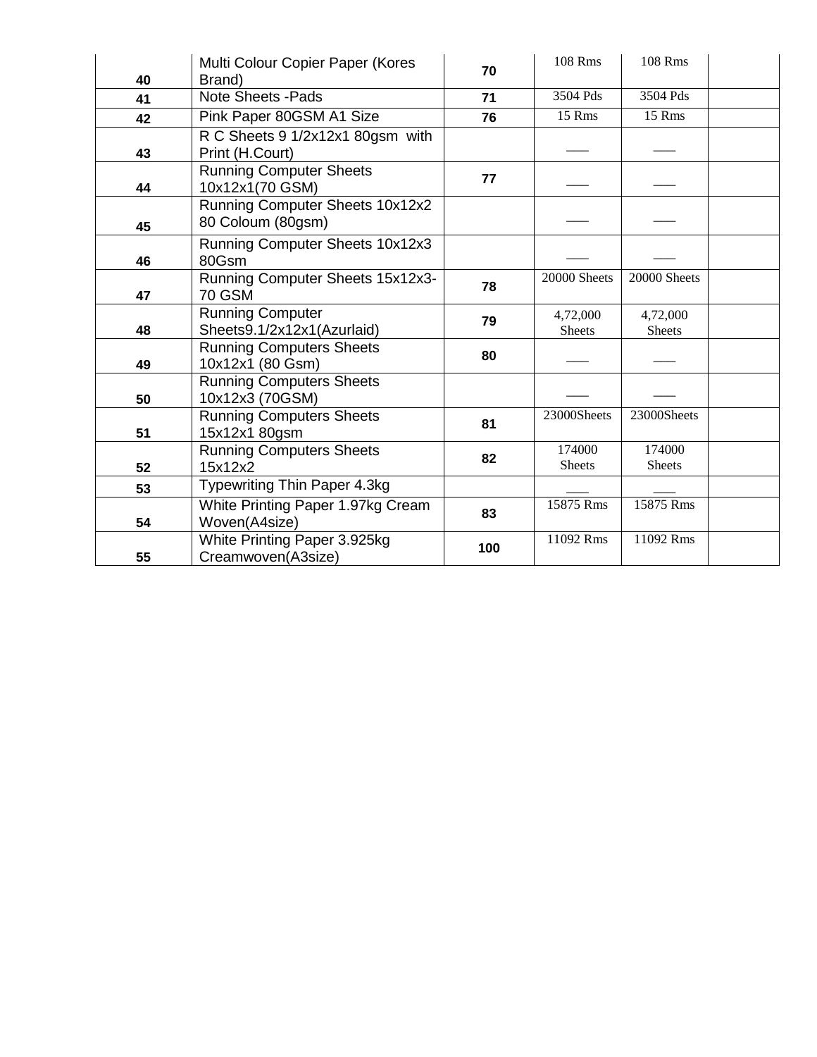| | | | | | |
|---|---|---|---|---|---|
| 40 | Multi Colour Copier Paper (Kores Brand) | 70 | 108 Rms | 108 Rms | |
| 41 | Note Sheets -Pads | 71 | 3504 Pds | 3504 Pds | |
| 42 | Pink Paper 80GSM A1 Size | 76 | 15 Rms | 15 Rms | |
| 43 | R C Sheets 9 1/2x12x1 80gsm with Print (H.Court) | | ---- | ---- | |
| 44 | Running Computer Sheets 10x12x1(70 GSM) | 77 | ---- | ---- | |
| 45 | Running Computer Sheets 10x12x2 80 Coloum (80gsm) | | ---- | ---- | |
| 46 | Running Computer Sheets 10x12x3 80Gsm | | ---- | ---- | |
| 47 | Running Computer Sheets 15x12x3-70 GSM | 78 | 20000 Sheets | 20000 Sheets | |
| 48 | Running Computer Sheets9.1/2x12x1(Azurlaid) | 79 | 4,72,000 Sheets | 4,72,000 Sheets | |
| 49 | Running Computers Sheets 10x12x1 (80 Gsm) | 80 | ---- | ---- | |
| 50 | Running Computers Sheets 10x12x3 (70GSM) | | ---- | ---- | |
| 51 | Running Computers Sheets 15x12x1 80gsm | 81 | 23000Sheets | 23000Sheets | |
| 52 | Running Computers Sheets 15x12x2 | 82 | 174000 Sheets | 174000 Sheets | |
| 53 | Typewriting Thin Paper 4.3kg | | ---- | ---- | |
| 54 | White Printing Paper 1.97kg Cream Woven(A4size) | 83 | 15875 Rms | 15875 Rms | |
| 55 | White Printing Paper 3.925kg Creamwoven(A3size) | 100 | 11092 Rms | 11092 Rms | |